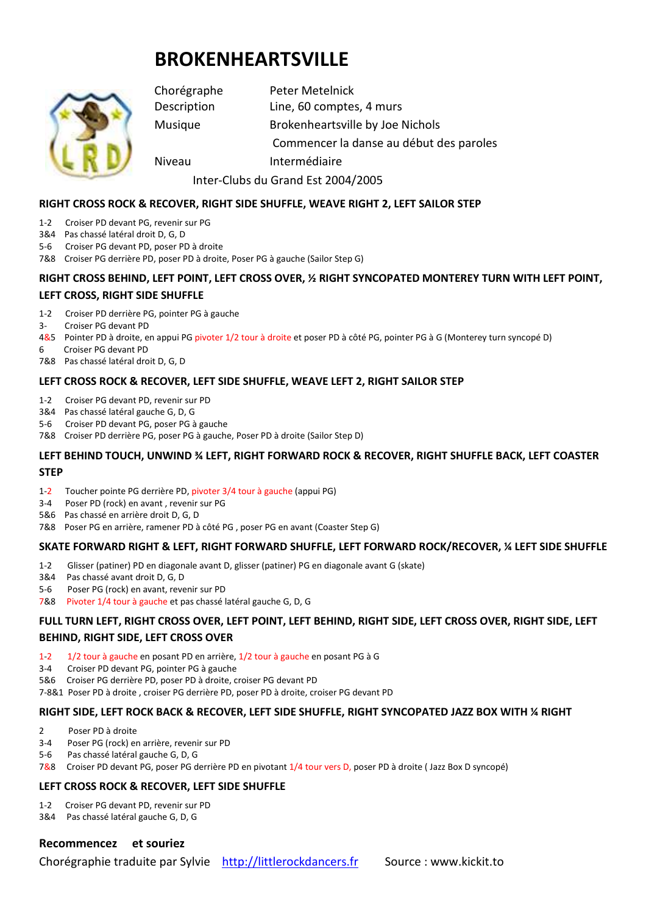# BROKENHEARTSVILLE

| | |
|---|---|
| Chorégraphe | Peter Metelnick |
| Description | Line, 60 comptes, 4 murs |
| Musique | Brokenheartsville by Joe Nichols |
| | Commencer la danse au début des paroles |
| Niveau | Intermédiaire |

Inter-Clubs du Grand Est 2004/2005

### RIGHT CROSS ROCK & RECOVER, RIGHT SIDE SHUFFLE, WEAVE RIGHT 2, LEFT SAILOR STEP

1-2 Croiser PD devant PG, revenir sur PG
3&4 Pas chassé latéral droit D, G, D
5-6 Croiser PG devant PD, poser PD à droite
7&8 Croiser PG derrière PD, poser PD à droite, Poser PG à gauche (Sailor Step G)

### RIGHT CROSS BEHIND, LEFT POINT, LEFT CROSS OVER, ½ RIGHT SYNCOPATED MONTEREY TURN WITH LEFT POINT, LEFT CROSS, RIGHT SIDE SHUFFLE

1-2 Croiser PD derrière PG, pointer PG à gauche
3- Croiser PG devant PD
4&5 Pointer PD à droite, en appui PG pivoter 1/2 tour à droite et poser PD à côté PG, pointer PG à G (Monterey turn syncopé D)
6 Croiser PG devant PD
7&8 Pas chassé latéral droit D, G, D

### LEFT CROSS ROCK & RECOVER, LEFT SIDE SHUFFLE, WEAVE LEFT 2, RIGHT SAILOR STEP

1-2 Croiser PG devant PD, revenir sur PD
3&4 Pas chassé latéral gauche G, D, G
5-6 Croiser PD devant PG, poser PG à gauche
7&8 Croiser PD derrière PG, poser PG à gauche, Poser PD à droite (Sailor Step D)

### LEFT BEHIND TOUCH, UNWIND ¾ LEFT, RIGHT FORWARD ROCK & RECOVER, RIGHT SHUFFLE BACK, LEFT COASTER STEP

1-2 Toucher pointe PG derrière PD, pivoter 3/4 tour à gauche (appui PG)
3-4 Poser PD (rock) en avant , revenir sur PG
5&6 Pas chassé en arrière droit D, G, D
7&8 Poser PG en arrière, ramener PD à côté PG , poser PG en avant (Coaster Step G)

### SKATE FORWARD RIGHT & LEFT, RIGHT FORWARD SHUFFLE, LEFT FORWARD ROCK/RECOVER, ¼ LEFT SIDE SHUFFLE

1-2 Glisser (patiner) PD en diagonale avant D, glisser (patiner) PG en diagonale avant G (skate)
3&4 Pas chassé avant droit D, G, D
5-6 Poser PG (rock) en avant, revenir sur PD
7&8 Pivoter 1/4 tour à gauche et pas chassé latéral gauche G, D, G

### FULL TURN LEFT, RIGHT CROSS OVER, LEFT POINT, LEFT BEHIND, RIGHT SIDE, LEFT CROSS OVER, RIGHT SIDE, LEFT BEHIND, RIGHT SIDE, LEFT CROSS OVER

1-2 1/2 tour à gauche en posant PD en arrière, 1/2 tour à gauche en posant PG à G
3-4 Croiser PD devant PG, pointer PG à gauche
5&6 Croiser PG derrière PD, poser PD à droite, croiser PG devant PD
7-8&1 Poser PD à droite , croiser PG derrière PD, poser PD à droite, croiser PG devant PD

### RIGHT SIDE, LEFT ROCK BACK & RECOVER, LEFT SIDE SHUFFLE, RIGHT SYNCOPATED JAZZ BOX WITH ¼ RIGHT

2 Poser PD à droite
3-4 Poser PG (rock) en arrière, revenir sur PD
5-6 Pas chassé latéral gauche G, D, G
7&8 Croiser PD devant PG, poser PG derrière PD en pivotant 1/4 tour vers D, poser PD à droite ( Jazz Box D syncopé)

### LEFT CROSS ROCK & RECOVER, LEFT SIDE SHUFFLE

1-2 Croiser PG devant PD, revenir sur PD
3&4 Pas chassé latéral gauche G, D, G

**Recommencez et souriez**

Chorégraphie traduite par Sylvie [http://littlerockdancers.fr](http://littlerockdancers.fr) Source : www.kickit.to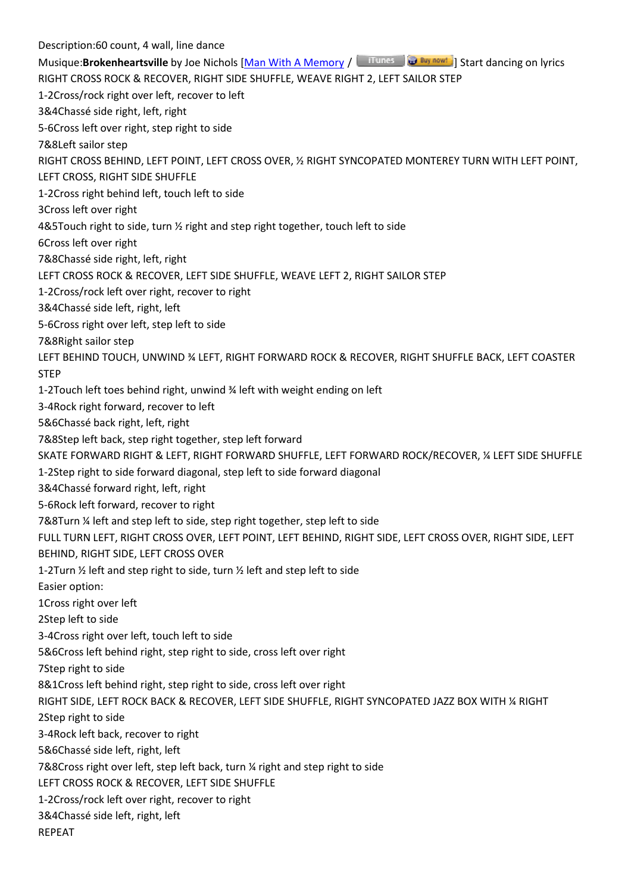Description:60 count, 4 wall, line dance

Musique:**Brokenheartsville** by Joe Nichols [Man With A Memory / iTunes Buy now!] Start dancing on lyrics

RIGHT CROSS ROCK & RECOVER, RIGHT SIDE SHUFFLE, WEAVE RIGHT 2, LEFT SAILOR STEP

1-2Cross/rock right over left, recover to left

3&4Chassé side right, left, right

5-6Cross left over right, step right to side

7&8Left sailor step

RIGHT CROSS BEHIND, LEFT POINT, LEFT CROSS OVER, ½ RIGHT SYNCOPATED MONTEREY TURN WITH LEFT POINT, LEFT CROSS, RIGHT SIDE SHUFFLE

1-2Cross right behind left, touch left to side

3Cross left over right

4&5Touch right to side, turn ½ right and step right together, touch left to side

6Cross left over right

7&8Chassé side right, left, right

LEFT CROSS ROCK & RECOVER, LEFT SIDE SHUFFLE, WEAVE LEFT 2, RIGHT SAILOR STEP

1-2Cross/rock left over right, recover to right

3&4Chassé side left, right, left

5-6Cross right over left, step left to side

7&8Right sailor step

LEFT BEHIND TOUCH, UNWIND ¾ LEFT, RIGHT FORWARD ROCK & RECOVER, RIGHT SHUFFLE BACK, LEFT COASTER STEP

1-2Touch left toes behind right, unwind ¾ left with weight ending on left

3-4Rock right forward, recover to left

5&6Chassé back right, left, right

7&8Step left back, step right together, step left forward

SKATE FORWARD RIGHT & LEFT, RIGHT FORWARD SHUFFLE, LEFT FORWARD ROCK/RECOVER, ¼ LEFT SIDE SHUFFLE

1-2Step right to side forward diagonal, step left to side forward diagonal

3&4Chassé forward right, left, right

5-6Rock left forward, recover to right

7&8Turn ¼ left and step left to side, step right together, step left to side

FULL TURN LEFT, RIGHT CROSS OVER, LEFT POINT, LEFT BEHIND, RIGHT SIDE, LEFT CROSS OVER, RIGHT SIDE, LEFT BEHIND, RIGHT SIDE, LEFT CROSS OVER

1-2Turn ½ left and step right to side, turn ½ left and step left to side

Easier option:

1Cross right over left

2Step left to side

3-4Cross right over left, touch left to side

5&6Cross left behind right, step right to side, cross left over right

7Step right to side

8&1Cross left behind right, step right to side, cross left over right

RIGHT SIDE, LEFT ROCK BACK & RECOVER, LEFT SIDE SHUFFLE, RIGHT SYNCOPATED JAZZ BOX WITH ¼ RIGHT

2Step right to side

3-4Rock left back, recover to right

5&6Chassé side left, right, left

7&8Cross right over left, step left back, turn ¼ right and step right to side

LEFT CROSS ROCK & RECOVER, LEFT SIDE SHUFFLE

1-2Cross/rock left over right, recover to right

3&4Chassé side left, right, left

REPEAT